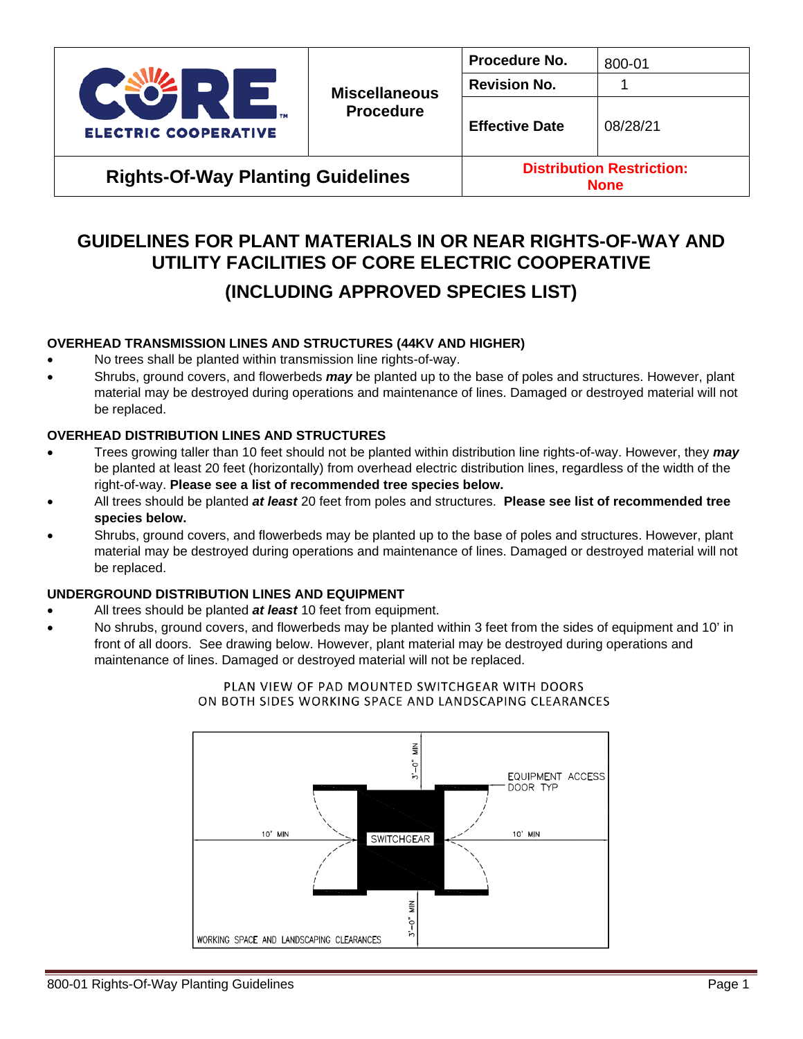| CORE ELECTRIC COOPERATIVE | Miscellaneous Procedure | Procedure No. | 800-01 |
| --- | --- | --- | --- |
| | | Revision No. | 1 |
| | | Effective Date | 08/28/21 |
| Rights-Of-Way Planting Guidelines | | Distribution Restriction: None | |

# GUIDELINES FOR PLANT MATERIALS IN OR NEAR RIGHTS-OF-WAY AND UTILITY FACILITIES OF CORE ELECTRIC COOPERATIVE

# (INCLUDING APPROVED SPECIES LIST)

### OVERHEAD TRANSMISSION LINES AND STRUCTURES (44KV AND HIGHER)

- No trees shall be planted within transmission line rights-of-way.
- Shrubs, ground covers, and flowerbeds ***may*** be planted up to the base of poles and structures. However, plant material may be destroyed during operations and maintenance of lines. Damaged or destroyed material will not be replaced.

### OVERHEAD DISTRIBUTION LINES AND STRUCTURES

- Trees growing taller than 10 feet should not be planted within distribution line rights-of-way. However, they ***may*** be planted at least 20 feet (horizontally) from overhead electric distribution lines, regardless of the width of the right-of-way. **Please see a list of recommended tree species below.**
- All trees should be planted ***at least*** 20 feet from poles and structures. **Please see list of recommended tree species below.**
- Shrubs, ground covers, and flowerbeds may be planted up to the base of poles and structures. However, plant material may be destroyed during operations and maintenance of lines. Damaged or destroyed material will not be replaced.

### UNDERGROUND DISTRIBUTION LINES AND EQUIPMENT

- All trees should be planted ***at least*** 10 feet from equipment.
- No shrubs, ground covers, and flowerbeds may be planted within 3 feet from the sides of equipment and 10' in front of all doors. See drawing below. However, plant material may be destroyed during operations and maintenance of lines. Damaged or destroyed material will not be replaced.

PLAN VIEW OF PAD MOUNTED SWITCHGEAR WITH DOORS ON BOTH SIDES WORKING SPACE AND LANDSCAPING CLEARANCES

SWITCHGEAR — 3'-0" MIN — 10' MIN — 10' MIN — 3'-0" MIN — EQUIPMENT ACCESS DOOR TYP — WORKING SPACE AND LANDSCAPING CLEARANCES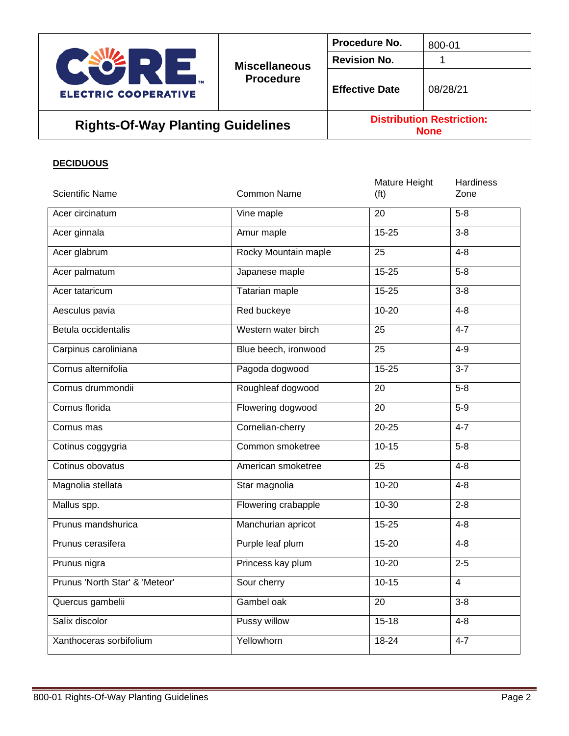| CORE ELECTRIC COOPERATIVE | Miscellaneous Procedure | Procedure No. | 800-01 |
|---|---|---|---|
| | | Revision No. | 1 |
| | | Effective Date | 08/28/21 |
| **Rights-Of-Way Planting Guidelines** | | **Distribution Restriction: None** | |

**DECIDUOUS**

| Scientific Name | Common Name | Mature Height (ft) | Hardiness Zone |
|---|---|---|---|
| Acer circinatum | Vine maple | 20 | 5-8 |
| Acer ginnala | Amur maple | 15-25 | 3-8 |
| Acer glabrum | Rocky Mountain maple | 25 | 4-8 |
| Acer palmatum | Japanese maple | 15-25 | 5-8 |
| Acer tataricum | Tatarian maple | 15-25 | 3-8 |
| Aesculus pavia | Red buckeye | 10-20 | 4-8 |
| Betula occidentalis | Western water birch | 25 | 4-7 |
| Carpinus caroliniana | Blue beech, ironwood | 25 | 4-9 |
| Cornus alternifolia | Pagoda dogwood | 15-25 | 3-7 |
| Cornus drummondii | Roughleaf dogwood | 20 | 5-8 |
| Cornus florida | Flowering dogwood | 20 | 5-9 |
| Cornus mas | Cornelian-cherry | 20-25 | 4-7 |
| Cotinus coggygria | Common smoketree | 10-15 | 5-8 |
| Cotinus obovatus | American smoketree | 25 | 4-8 |
| Magnolia stellata | Star magnolia | 10-20 | 4-8 |
| Mallus spp. | Flowering crabapple | 10-30 | 2-8 |
| Prunus mandshurica | Manchurian apricot | 15-25 | 4-8 |
| Prunus cerasifera | Purple leaf plum | 15-20 | 4-8 |
| Prunus nigra | Princess kay plum | 10-20 | 2-5 |
| Prunus 'North Star' & 'Meteor' | Sour cherry | 10-15 | 4 |
| Quercus gambelii | Gambel oak | 20 | 3-8 |
| Salix discolor | Pussy willow | 15-18 | 4-8 |
| Xanthoceras sorbifolium | Yellowhorn | 18-24 | 4-7 |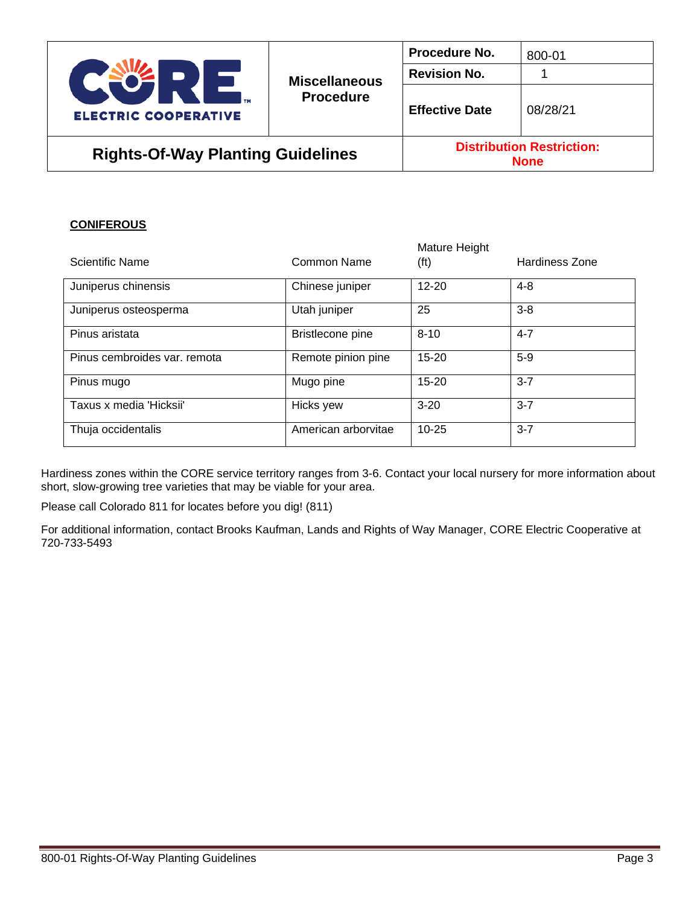| | | | |
|---|---|---|---|
| CORE ELECTRIC COOPERATIVE | Miscellaneous Procedure | **Procedure No.** | 800-01 |
| | | **Revision No.** | 1 |
| | | **Effective Date** | 08/28/21 |
| **Rights-Of-Way Planting Guidelines** | | **Distribution Restriction: None** | |

**CONIFEROUS**

| Scientific Name | Common Name | Mature Height (ft) | Hardiness Zone |
|---|---|---|---|
| Juniperus chinensis | Chinese juniper | 12-20 | 4-8 |
| Juniperus osteosperma | Utah juniper | 25 | 3-8 |
| Pinus aristata | Bristlecone pine | 8-10 | 4-7 |
| Pinus cembroides var. remota | Remote pinion pine | 15-20 | 5-9 |
| Pinus mugo | Mugo pine | 15-20 | 3-7 |
| Taxus x media 'Hicksii' | Hicks yew | 3-20 | 3-7 |
| Thuja occidentalis | American arborvitae | 10-25 | 3-7 |

Hardiness zones within the CORE service territory ranges from 3-6. Contact your local nursery for more information about short, slow-growing tree varieties that may be viable for your area.

Please call Colorado 811 for locates before you dig! (811)

For additional information, contact Brooks Kaufman, Lands and Rights of Way Manager, CORE Electric Cooperative at 720-733-5493